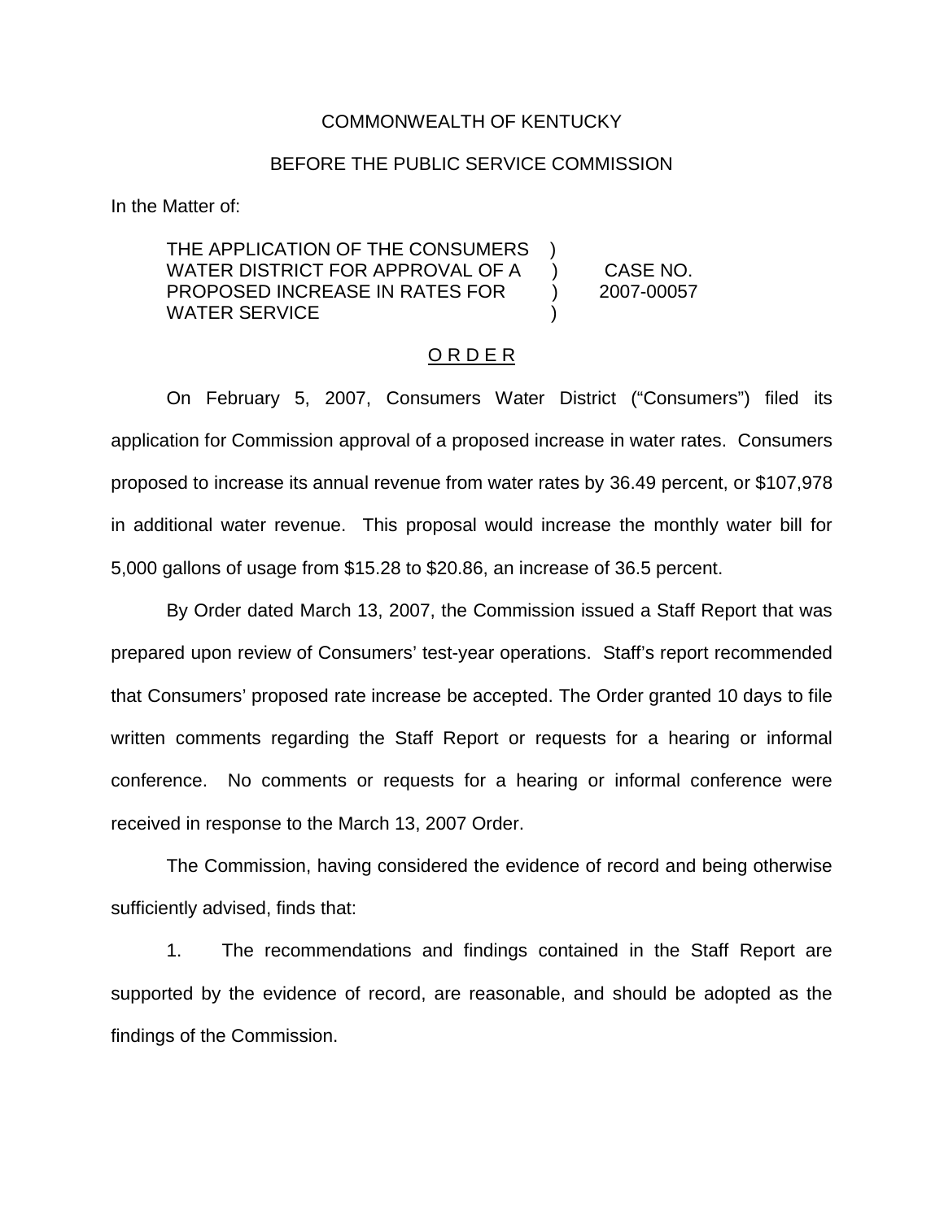COMMONWEALTH OF KENTUCKY

BEFORE THE PUBLIC SERVICE COMMISSION

In the Matter of:

| | | |
|---|---|---|
| THE APPLICATION OF THE CONSUMERS WATER DISTRICT FOR APPROVAL OF A PROPOSED INCREASE IN RATES FOR WATER SERVICE | ) ) ) ) | CASE NO. 2007-00057 |

## O R D E R

On February 5, 2007, Consumers Water District ("Consumers") filed its application for Commission approval of a proposed increase in water rates. Consumers proposed to increase its annual revenue from water rates by 36.49 percent, or $107,978 in additional water revenue. This proposal would increase the monthly water bill for 5,000 gallons of usage from $15.28 to $20.86, an increase of 36.5 percent.

By Order dated March 13, 2007, the Commission issued a Staff Report that was prepared upon review of Consumers' test-year operations. Staff's report recommended that Consumers' proposed rate increase be accepted. The Order granted 10 days to file written comments regarding the Staff Report or requests for a hearing or informal conference. No comments or requests for a hearing or informal conference were received in response to the March 13, 2007 Order.

The Commission, having considered the evidence of record and being otherwise sufficiently advised, finds that:

1. The recommendations and findings contained in the Staff Report are supported by the evidence of record, are reasonable, and should be adopted as the findings of the Commission.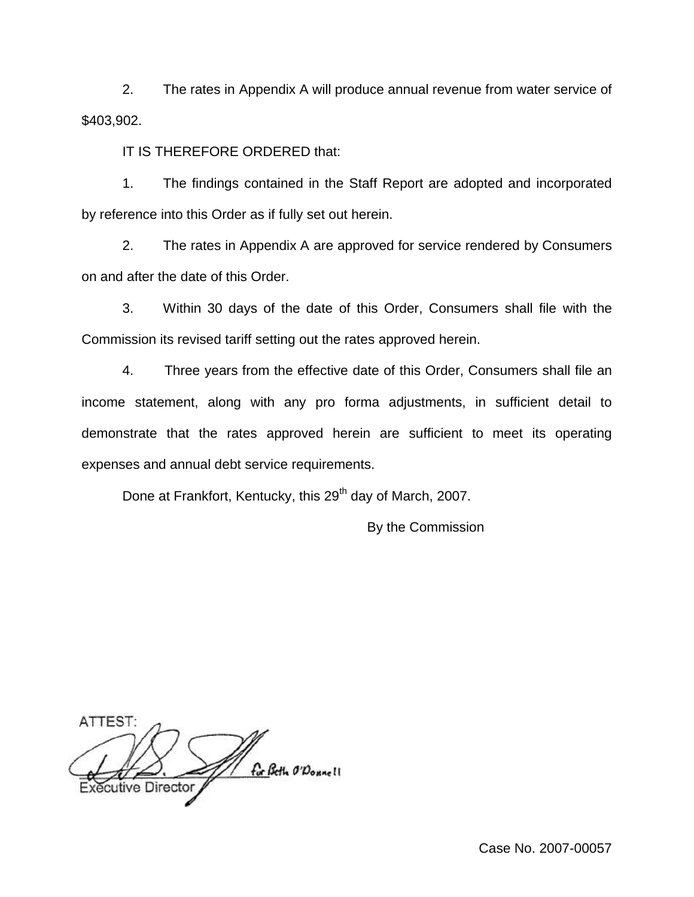2. The rates in Appendix A will produce annual revenue from water service of $403,902.

IT IS THEREFORE ORDERED that:

1. The findings contained in the Staff Report are adopted and incorporated by reference into this Order as if fully set out herein.

2. The rates in Appendix A are approved for service rendered by Consumers on and after the date of this Order.

3. Within 30 days of the date of this Order, Consumers shall file with the Commission its revised tariff setting out the rates approved herein.

4. Three years from the effective date of this Order, Consumers shall file an income statement, along with any pro forma adjustments, in sufficient detail to demonstrate that the rates approved herein are sufficient to meet its operating expenses and annual debt service requirements.

Done at Frankfort, Kentucky, this 29th day of March, 2007.

By the Commission

ATTEST:

for Beth O'Donnell

Executive Director

Case No. 2007-00057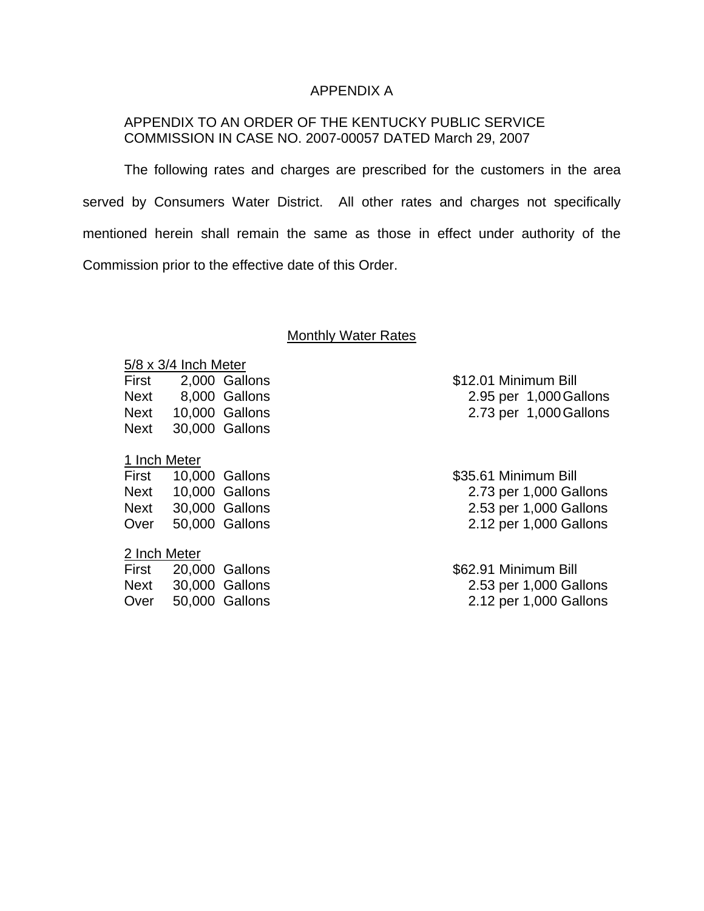# APPENDIX A

APPENDIX TO AN ORDER OF THE KENTUCKY PUBLIC SERVICE COMMISSION IN CASE NO. 2007-00057 DATED March 29, 2007

The following rates and charges are prescribed for the customers in the area served by Consumers Water District. All other rates and charges not specifically mentioned herein shall remain the same as those in effect under authority of the Commission prior to the effective date of this Order.

## Monthly Water Rates

| | | |
|---|---|---|
| **5/8 x 3/4 Inch Meter** | | |
| First | 2,000 Gallons | $12.01 Minimum Bill |
| Next | 8,000 Gallons | 2.95 per 1,000 Gallons |
| Next | 10,000 Gallons | 2.73 per 1,000 Gallons |
| Next | 30,000 Gallons | |
| **1 Inch Meter** | | |
| First | 10,000 Gallons | $35.61 Minimum Bill |
| Next | 10,000 Gallons | 2.73 per 1,000 Gallons |
| Next | 30,000 Gallons | 2.53 per 1,000 Gallons |
| Over | 50,000 Gallons | 2.12 per 1,000 Gallons |
| **2 Inch Meter** | | |
| First | 20,000 Gallons | $62.91 Minimum Bill |
| Next | 30,000 Gallons | 2.53 per 1,000 Gallons |
| Over | 50,000 Gallons | 2.12 per 1,000 Gallons |